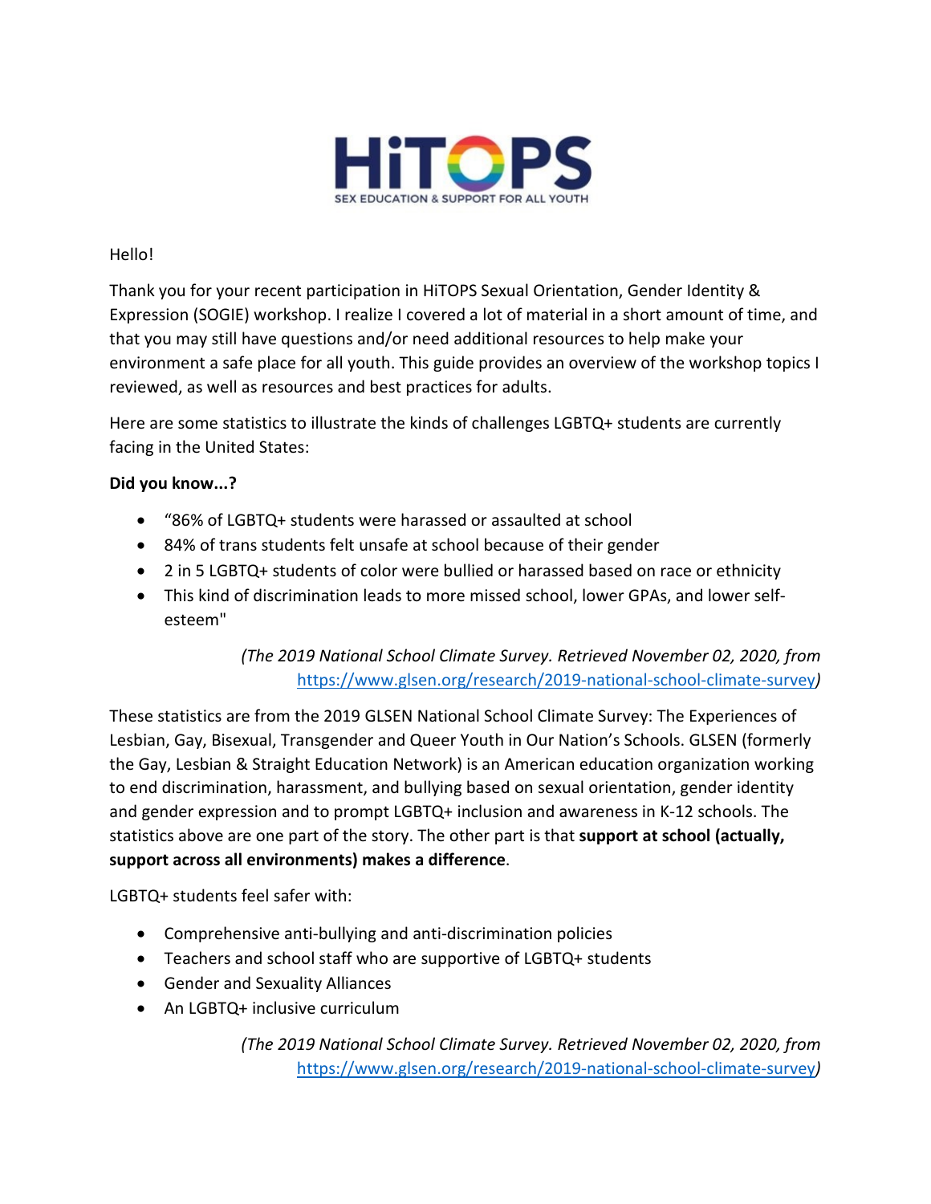HiTOPS

SEX EDUCATION & SUPPORT FOR ALL YOUTH

Hello!

Thank you for your recent participation in HiTOPS Sexual Orientation, Gender Identity & Expression (SOGIE) workshop. I realize I covered a lot of material in a short amount of time, and that you may still have questions and/or need additional resources to help make your environment a safe place for all youth. This guide provides an overview of the workshop topics I reviewed, as well as resources and best practices for adults.

Here are some statistics to illustrate the kinds of challenges LGBTQ+ students are currently facing in the United States:

**Did you know...?**

- "86% of LGBTQ+ students were harassed or assaulted at school
- 84% of trans students felt unsafe at school because of their gender
- 2 in 5 LGBTQ+ students of color were bullied or harassed based on race or ethnicity
- This kind of discrimination leads to more missed school, lower GPAs, and lower self-esteem"

*(The 2019 National School Climate Survey. Retrieved November 02, 2020, from* https://www.glsen.org/research/2019-national-school-climate-survey*)*

These statistics are from the 2019 GLSEN National School Climate Survey: The Experiences of Lesbian, Gay, Bisexual, Transgender and Queer Youth in Our Nation's Schools. GLSEN (formerly the Gay, Lesbian & Straight Education Network) is an American education organization working to end discrimination, harassment, and bullying based on sexual orientation, gender identity and gender expression and to prompt LGBTQ+ inclusion and awareness in K-12 schools. The statistics above are one part of the story. The other part is that **support at school (actually, support across all environments) makes a difference**.

LGBTQ+ students feel safer with:

- Comprehensive anti-bullying and anti-discrimination policies
- Teachers and school staff who are supportive of LGBTQ+ students
- Gender and Sexuality Alliances
- An LGBTQ+ inclusive curriculum

*(The 2019 National School Climate Survey. Retrieved November 02, 2020, from* https://www.glsen.org/research/2019-national-school-climate-survey*)*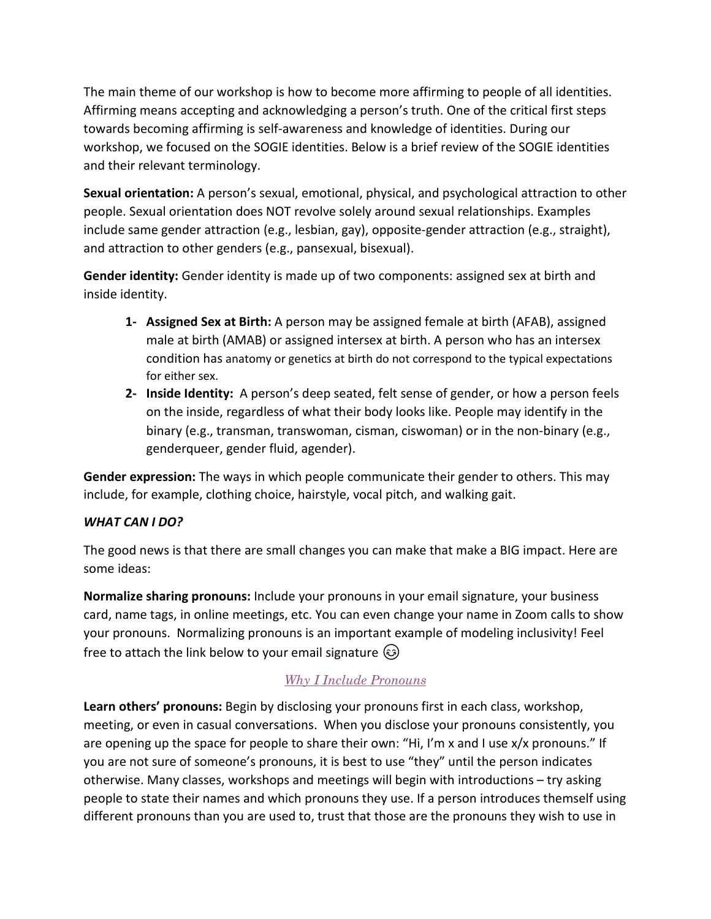The main theme of our workshop is how to become more affirming to people of all identities. Affirming means accepting and acknowledging a person's truth. One of the critical first steps towards becoming affirming is self-awareness and knowledge of identities. During our workshop, we focused on the SOGIE identities. Below is a brief review of the SOGIE identities and their relevant terminology.

**Sexual orientation:** A person's sexual, emotional, physical, and psychological attraction to other people. Sexual orientation does NOT revolve solely around sexual relationships. Examples include same gender attraction (e.g., lesbian, gay), opposite-gender attraction (e.g., straight), and attraction to other genders (e.g., pansexual, bisexual).

**Gender identity:** Gender identity is made up of two components: assigned sex at birth and inside identity.

1- **Assigned Sex at Birth:** A person may be assigned female at birth (AFAB), assigned male at birth (AMAB) or assigned intersex at birth. A person who has an intersex condition has anatomy or genetics at birth do not correspond to the typical expectations for either sex.

2- **Inside Identity:** A person's deep seated, felt sense of gender, or how a person feels on the inside, regardless of what their body looks like. People may identify in the binary (e.g., transman, transwoman, cisman, ciswoman) or in the non-binary (e.g., genderqueer, gender fluid, agender).

**Gender expression:** The ways in which people communicate their gender to others. This may include, for example, clothing choice, hairstyle, vocal pitch, and walking gait.

***WHAT CAN I DO?***

The good news is that there are small changes you can make that make a BIG impact. Here are some ideas:

**Normalize sharing pronouns:** Include your pronouns in your email signature, your business card, name tags, in online meetings, etc. You can even change your name in Zoom calls to show your pronouns. Normalizing pronouns is an important example of modeling inclusivity! Feel free to attach the link below to your email signature 😊

*Why I Include Pronouns*

**Learn others' pronouns:** Begin by disclosing your pronouns first in each class, workshop, meeting, or even in casual conversations. When you disclose your pronouns consistently, you are opening up the space for people to share their own: "Hi, I'm x and I use x/x pronouns." If you are not sure of someone's pronouns, it is best to use "they" until the person indicates otherwise. Many classes, workshops and meetings will begin with introductions – try asking people to state their names and which pronouns they use. If a person introduces themself using different pronouns than you are used to, trust that those are the pronouns they wish to use in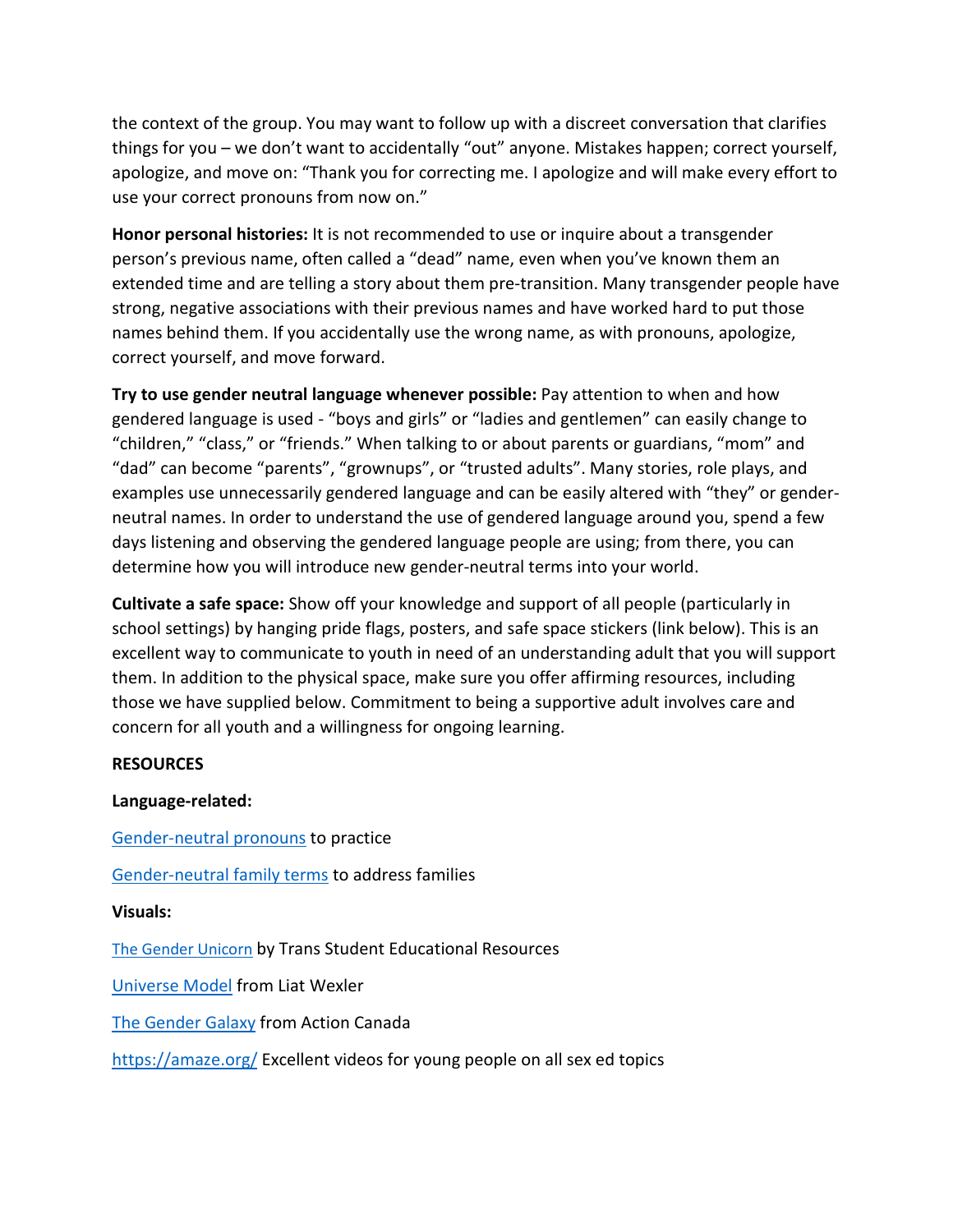the context of the group. You may want to follow up with a discreet conversation that clarifies things for you – we don't want to accidentally "out" anyone. Mistakes happen; correct yourself, apologize, and move on: "Thank you for correcting me. I apologize and will make every effort to use your correct pronouns from now on."

**Honor personal histories:** It is not recommended to use or inquire about a transgender person's previous name, often called a "dead" name, even when you've known them an extended time and are telling a story about them pre-transition. Many transgender people have strong, negative associations with their previous names and have worked hard to put those names behind them. If you accidentally use the wrong name, as with pronouns, apologize, correct yourself, and move forward.

**Try to use gender neutral language whenever possible:** Pay attention to when and how gendered language is used - "boys and girls" or "ladies and gentlemen" can easily change to "children," "class," or "friends." When talking to or about parents or guardians, "mom" and "dad" can become "parents", "grownups", or "trusted adults". Many stories, role plays, and examples use unnecessarily gendered language and can be easily altered with "they" or gender-neutral names. In order to understand the use of gendered language around you, spend a few days listening and observing the gendered language people are using; from there, you can determine how you will introduce new gender-neutral terms into your world.

**Cultivate a safe space:** Show off your knowledge and support of all people (particularly in school settings) by hanging pride flags, posters, and safe space stickers (link below). This is an excellent way to communicate to youth in need of an understanding adult that you will support them. In addition to the physical space, make sure you offer affirming resources, including those we have supplied below. Commitment to being a supportive adult involves care and concern for all youth and a willingness for ongoing learning.

**RESOURCES**

**Language-related:**

Gender-neutral pronouns to practice

Gender-neutral family terms to address families

**Visuals:**

The Gender Unicorn by Trans Student Educational Resources

Universe Model from Liat Wexler

The Gender Galaxy from Action Canada

https://amaze.org/ Excellent videos for young people on all sex ed topics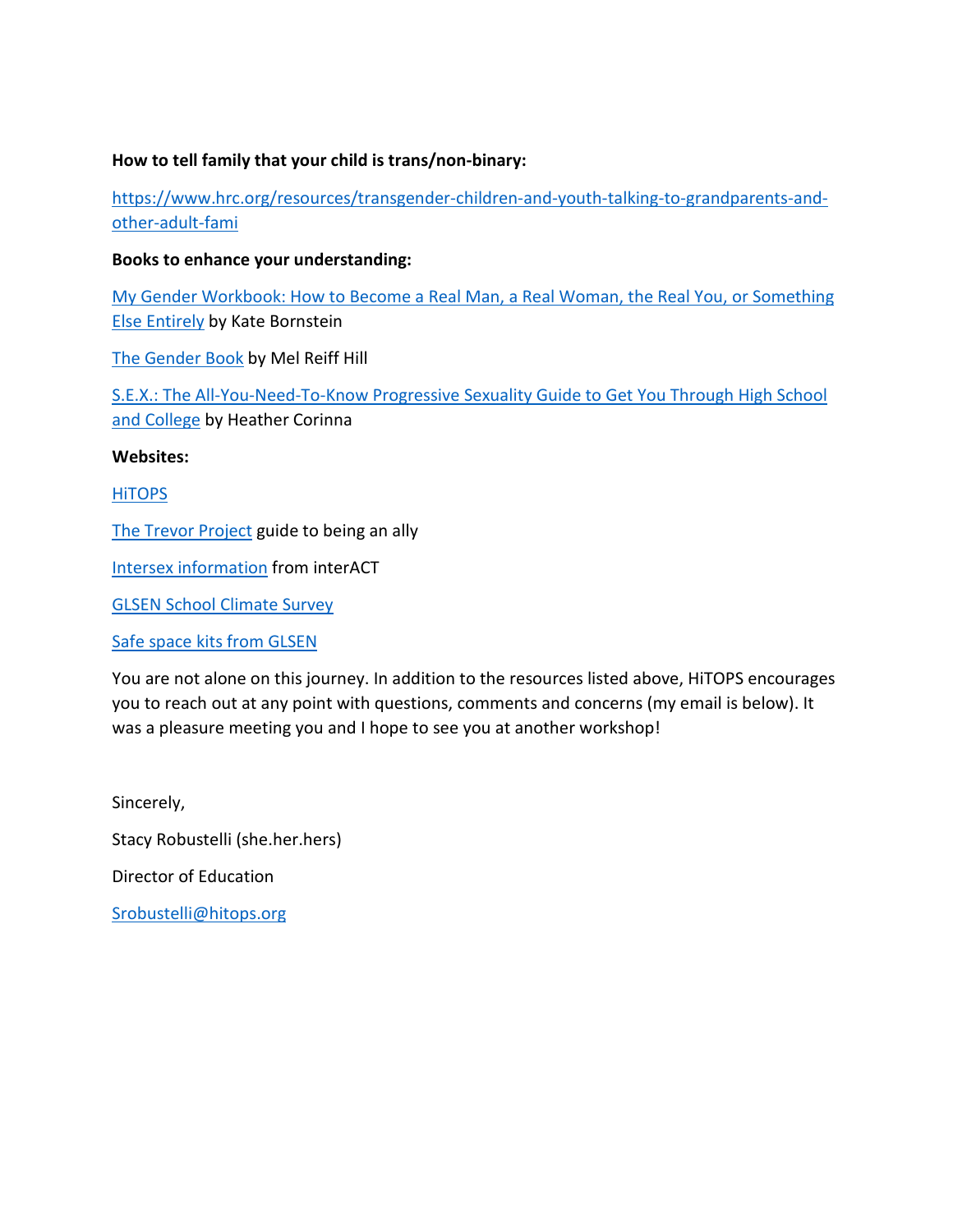**How to tell family that your child is trans/non-binary:**

https://www.hrc.org/resources/transgender-children-and-youth-talking-to-grandparents-and-other-adult-fami

**Books to enhance your understanding:**

My Gender Workbook: How to Become a Real Man, a Real Woman, the Real You, or Something Else Entirely by Kate Bornstein

The Gender Book by Mel Reiff Hill

S.E.X.: The All-You-Need-To-Know Progressive Sexuality Guide to Get You Through High School and College by Heather Corinna

**Websites:**

HiTOPS

The Trevor Project guide to being an ally

Intersex information from interACT

GLSEN School Climate Survey

Safe space kits from GLSEN

You are not alone on this journey. In addition to the resources listed above, HiTOPS encourages you to reach out at any point with questions, comments and concerns (my email is below). It was a pleasure meeting you and I hope to see you at another workshop!

Sincerely,

Stacy Robustelli (she.her.hers)

Director of Education

Srobustelli@hitops.org